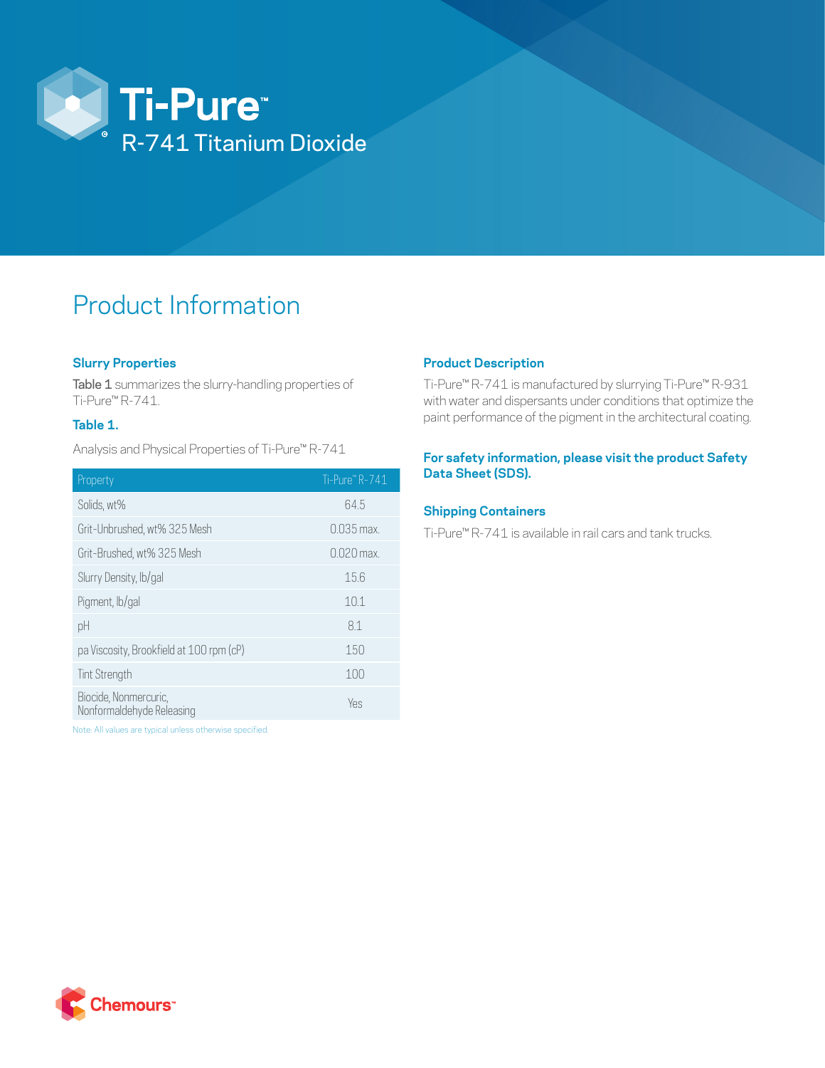# Ti-Pure™

## R-741 Titanium Dioxide

# Product Information

### Slurry Properties

**Table 1** summarizes the slurry-handling properties of Ti-Pure™ R-741.

**Table 1.**

Analysis and Physical Properties of Ti-Pure™ R-741

| Property | Ti-Pure™ R-741 |
|---|---|
| Solids, wt% | 64.5 |
| Grit-Unbrushed, wt% 325 Mesh | 0.035 max. |
| Grit-Brushed, wt% 325 Mesh | 0.020 max. |
| Slurry Density, lb/gal | 15.6 |
| Pigment, lb/gal | 10.1 |
| pH | 8.1 |
| pa Viscosity, Brookfield at 100 rpm (cP) | 150 |
| Tint Strength | 100 |
| Biocide, Nonmercuric, Nonformaldehyde Releasing | Yes |

Note: All values are typical unless otherwise specified.

### Product Description

Ti-Pure™ R-741 is manufactured by slurrying Ti-Pure™ R-931 with water and dispersants under conditions that optimize the paint performance of the pigment in the architectural coating.

**For safety information, please visit the product Safety Data Sheet (SDS).**

### Shipping Containers

Ti-Pure™ R-741 is available in rail cars and tank trucks.

Chemours™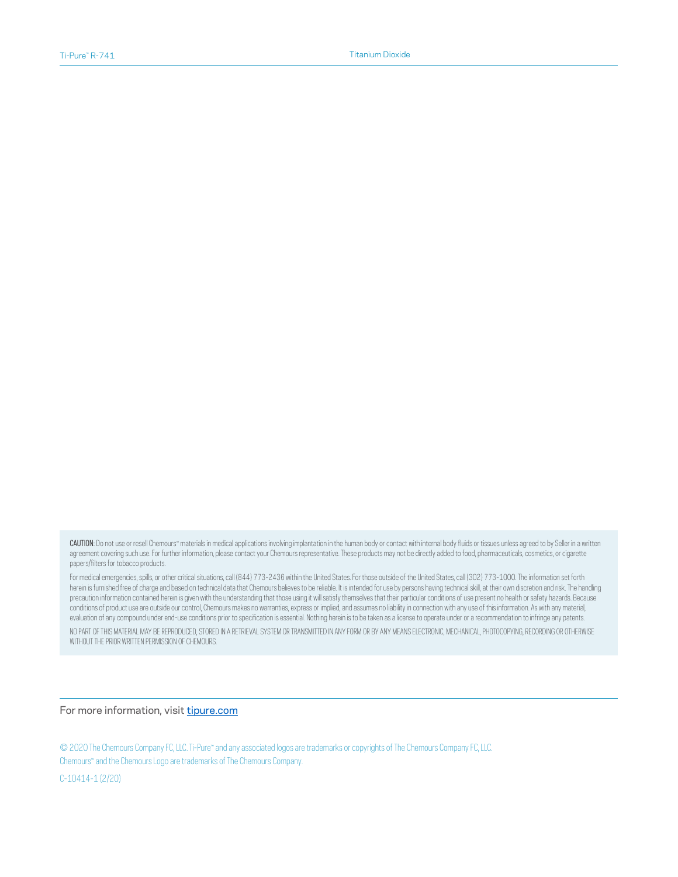**CAUTION:** Do not use or resell Chemours™ materials in medical applications involving implantation in the human body or contact with internal body fluids or tissues unless agreed to by Seller in a written agreement covering such use. For further information, please contact your Chemours representative. These products may not be directly added to food, pharmaceuticals, cosmetics, or cigarette papers/filters for tobacco products.

For medical emergencies, spills, or other critical situations, call (844) 773-2436 within the United States. For those outside of the United States, call (302) 773-1000. The information set forth herein is furnished free of charge and based on technical data that Chemours believes to be reliable. It is intended for use by persons having technical skill, at their own discretion and risk. The handling precaution information contained herein is given with the understanding that those using it will satisfy themselves that their particular conditions of use present no health or safety hazards. Because conditions of product use are outside our control, Chemours makes no warranties, express or implied, and assumes no liability in connection with any use of this information. As with any material, evaluation of any compound under end-use conditions prior to specification is essential. Nothing herein is to be taken as a license to operate under or a recommendation to infringe any patents.

NO PART OF THIS MATERIAL MAY BE REPRODUCED, STORED IN A RETRIEVAL SYSTEM OR TRANSMITTED IN ANY FORM OR BY ANY MEANS ELECTRONIC, MECHANICAL, PHOTOCOPYING, RECORDING OR OTHERWISE WITHOUT THE PRIOR WRITTEN PERMISSION OF CHEMOURS.

For more information, visit [tipure.com](tipure.com)

© 2020 The Chemours Company FC, LLC. Ti-Pure™ and any associated logos are trademarks or copyrights of The Chemours Company FC, LLC. Chemours™ and the Chemours Logo are trademarks of The Chemours Company.

C-10414-1 (2/20)